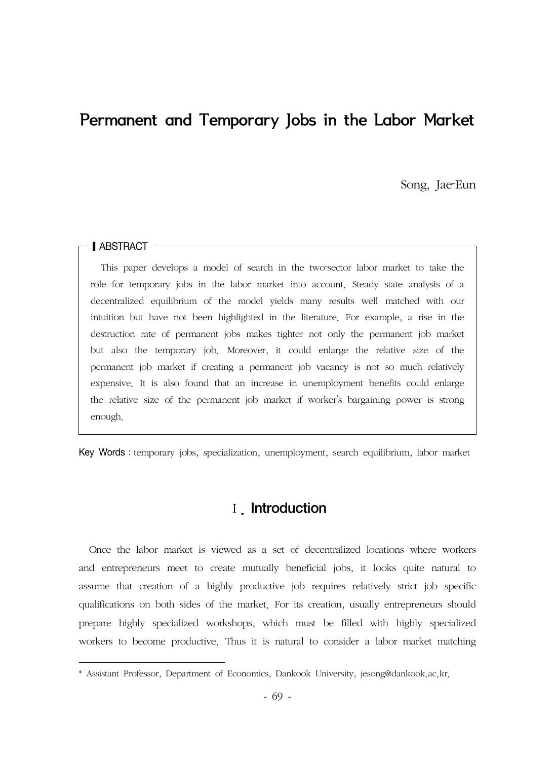# Permanent and Temporary Jobs in the Labor Market

Song, Jae-Eun

**ABSTRACT**

This paper develops a model of search in the two-sector labor market to take the role for temporary jobs in the labor market into account. Steady state analysis of a decentralized equilibrium of the model yields many results well matched with our intuition but have not been highlighted in the literature. For example, a rise in the destruction rate of permanent jobs makes tighter not only the permanent job market but also the temporary job. Moreover, it could enlarge the relative size of the permanent job market if creating a permanent job vacancy is not so much relatively expensive. It is also found that an increase in unemployment benefits could enlarge the relative size of the permanent job market if worker's bargaining power is strong enough.

**Key Words** : temporary jobs, specialization, unemployment, search equilibrium, labor market

## Ⅰ. Introduction

Once the labor market is viewed as a set of decentralized locations where workers and entrepreneurs meet to create mutually beneficial jobs, it looks quite natural to assume that creation of a highly productive job requires relatively strict job specific qualifications on both sides of the market. For its creation, usually entrepreneurs should prepare highly specialized workshops, which must be filled with highly specialized workers to become productive. Thus it is natural to consider a labor market matching

---

\* Assistant Professor, Department of Economics, Dankook University, jesong@dankook.ac.kr.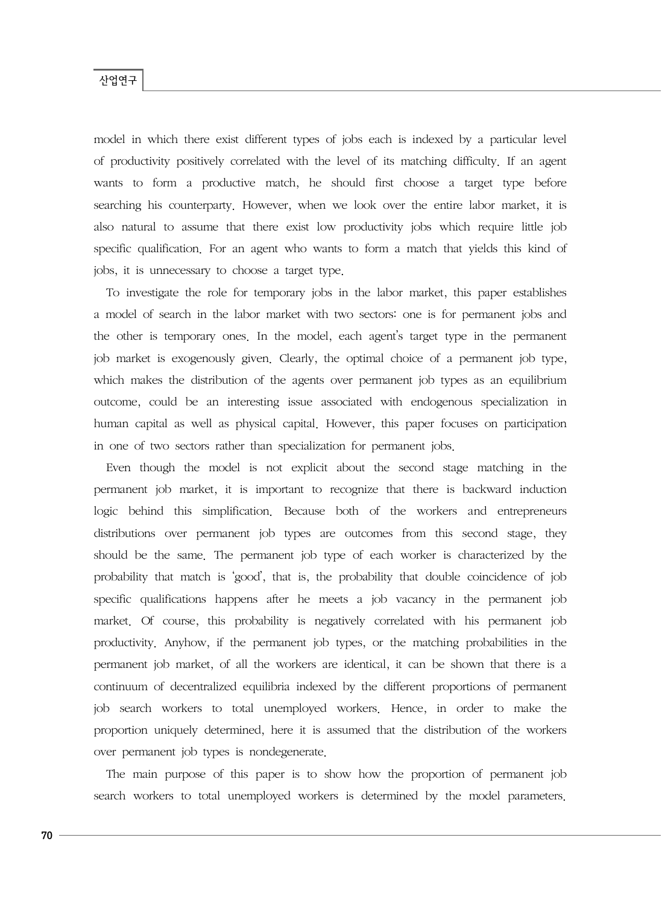model in which there exist different types of jobs each is indexed by a particular level of productivity positively correlated with the level of its matching difficulty. If an agent wants to form a productive match, he should first choose a target type before searching his counterparty. However, when we look over the entire labor market, it is also natural to assume that there exist low productivity jobs which require little job specific qualification. For an agent who wants to form a match that yields this kind of jobs, it is unnecessary to choose a target type.

To investigate the role for temporary jobs in the labor market, this paper establishes a model of search in the labor market with two sectors: one is for permanent jobs and the other is temporary ones. In the model, each agent's target type in the permanent job market is exogenously given. Clearly, the optimal choice of a permanent job type, which makes the distribution of the agents over permanent job types as an equilibrium outcome, could be an interesting issue associated with endogenous specialization in human capital as well as physical capital. However, this paper focuses on participation in one of two sectors rather than specialization for permanent jobs.

Even though the model is not explicit about the second stage matching in the permanent job market, it is important to recognize that there is backward induction logic behind this simplification. Because both of the workers and entrepreneurs distributions over permanent job types are outcomes from this second stage, they should be the same. The permanent job type of each worker is characterized by the probability that match is 'good', that is, the probability that double coincidence of job specific qualifications happens after he meets a job vacancy in the permanent job market. Of course, this probability is negatively correlated with his permanent job productivity. Anyhow, if the permanent job types, or the matching probabilities in the permanent job market, of all the workers are identical, it can be shown that there is a continuum of decentralized equilibria indexed by the different proportions of permanent job search workers to total unemployed workers. Hence, in order to make the proportion uniquely determined, here it is assumed that the distribution of the workers over permanent job types is nondegenerate.

The main purpose of this paper is to show how the proportion of permanent job search workers to total unemployed workers is determined by the model parameters.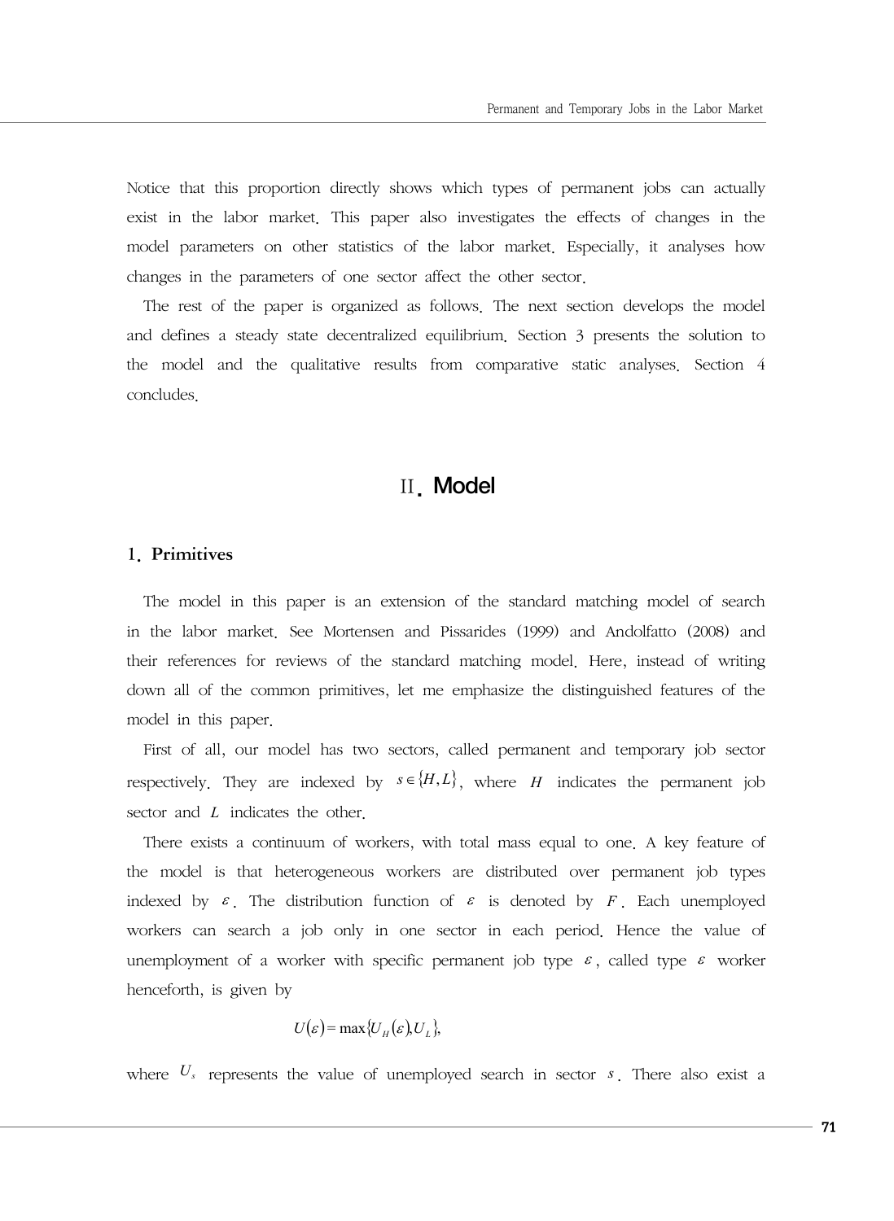Notice that this proportion directly shows which types of permanent jobs can actually exist in the labor market. This paper also investigates the effects of changes in the model parameters on other statistics of the labor market. Especially, it analyses how changes in the parameters of one sector affect the other sector.

The rest of the paper is organized as follows. The next section develops the model and defines a steady state decentralized equilibrium. Section 3 presents the solution to the model and the qualitative results from comparative static analyses. Section 4 concludes.

# II. Model

## 1. Primitives

The model in this paper is an extension of the standard matching model of search in the labor market. See Mortensen and Pissarides (1999) and Andolfatto (2008) and their references for reviews of the standard matching model. Here, instead of writing down all of the common primitives, let me emphasize the distinguished features of the model in this paper.

First of all, our model has two sectors, called permanent and temporary job sector respectively. They are indexed by $s \in \{H, L\}$, where $H$ indicates the permanent job sector and $L$ indicates the other.

There exists a continuum of workers, with total mass equal to one. A key feature of the model is that heterogeneous workers are distributed over permanent job types indexed by $\varepsilon$. The distribution function of $\varepsilon$ is denoted by $F$. Each unemployed workers can search a job only in one sector in each period. Hence the value of unemployment of a worker with specific permanent job type $\varepsilon$, called type $\varepsilon$ worker henceforth, is given by

$$U(\varepsilon) = \max\{U_H(\varepsilon), U_L\},$$

where $U_s$ represents the value of unemployed search in sector $s$. There also exist a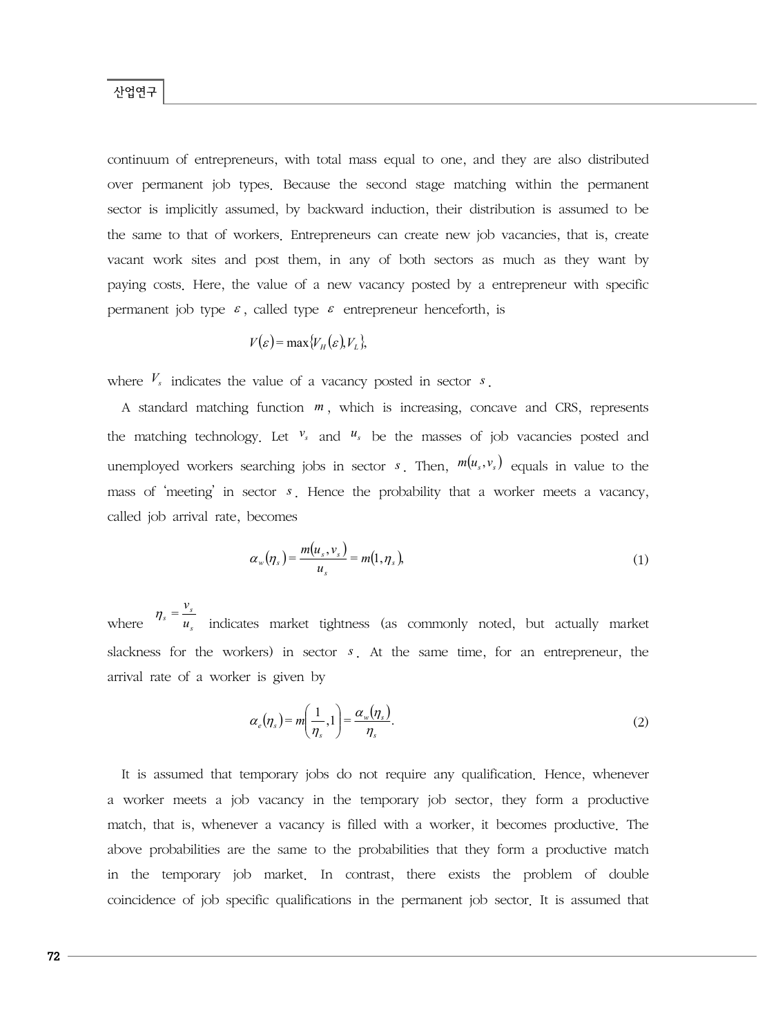continuum of entrepreneurs, with total mass equal to one, and they are also distributed over permanent job types. Because the second stage matching within the permanent sector is implicitly assumed, by backward induction, their distribution is assumed to be the same to that of workers. Entrepreneurs can create new job vacancies, that is, create vacant work sites and post them, in any of both sectors as much as they want by paying costs. Here, the value of a new vacancy posted by a entrepreneur with specific permanent job type $\varepsilon$, called type $\varepsilon$ entrepreneur henceforth, is

$$V(\varepsilon) = \max\{V_H(\varepsilon), V_L\},$$

where $V_s$ indicates the value of a vacancy posted in sector $s$.

A standard matching function $m$, which is increasing, concave and CRS, represents the matching technology. Let $v_s$ and $u_s$ be the masses of job vacancies posted and unemployed workers searching jobs in sector $s$. Then, $m(u_s, v_s)$ equals in value to the mass of 'meeting' in sector $s$. Hence the probability that a worker meets a vacancy, called job arrival rate, becomes

$$\alpha_w(\eta_s) = \frac{m(u_s, v_s)}{u_s} = m(1, \eta_s), \tag{1}$$

where $\eta_s = \frac{v_s}{u_s}$ indicates market tightness (as commonly noted, but actually market slackness for the workers) in sector $s$. At the same time, for an entrepreneur, the arrival rate of a worker is given by

$$\alpha_e(\eta_s) = m\left(\frac{1}{\eta_s}, 1\right) = \frac{\alpha_w(\eta_s)}{\eta_s}. \tag{2}$$

It is assumed that temporary jobs do not require any qualification. Hence, whenever a worker meets a job vacancy in the temporary job sector, they form a productive match, that is, whenever a vacancy is filled with a worker, it becomes productive. The above probabilities are the same to the probabilities that they form a productive match in the temporary job market. In contrast, there exists the problem of double coincidence of job specific qualifications in the permanent job sector. It is assumed that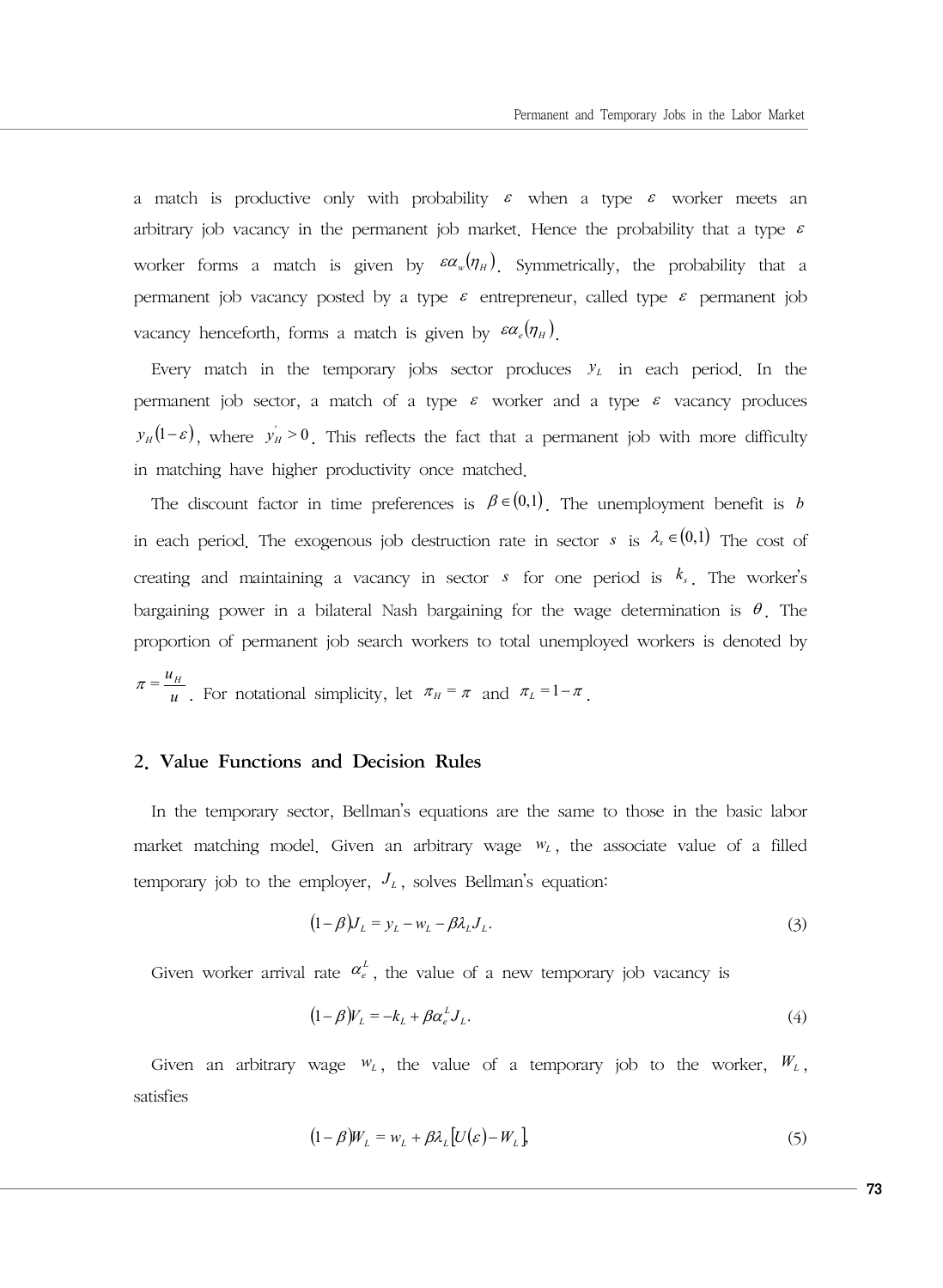a match is productive only with probability $\varepsilon$ when a type $\varepsilon$ worker meets an arbitrary job vacancy in the permanent job market. Hence the probability that a type $\varepsilon$ worker forms a match is given by $\varepsilon\alpha_w(\eta_H)$. Symmetrically, the probability that a permanent job vacancy posted by a type $\varepsilon$ entrepreneur, called type $\varepsilon$ permanent job vacancy henceforth, forms a match is given by $\varepsilon\alpha_e(\eta_H)$.

Every match in the temporary jobs sector produces $y_L$ in each period. In the permanent job sector, a match of a type $\varepsilon$ worker and a type $\varepsilon$ vacancy produces $y_H(1-\varepsilon)$, where $y_H^{'} > 0$. This reflects the fact that a permanent job with more difficulty in matching have higher productivity once matched.

The discount factor in time preferences is $\beta \in (0,1)$. The unemployment benefit is $b$ in each period. The exogenous job destruction rate in sector $s$ is $\lambda_s \in (0,1)$ The cost of creating and maintaining a vacancy in sector $s$ for one period is $k_s$. The worker's bargaining power in a bilateral Nash bargaining for the wage determination is $\theta$. The proportion of permanent job search workers to total unemployed workers is denoted by $\pi = \frac{u_H}{u}$. For notational simplicity, let $\pi_H = \pi$ and $\pi_L = 1-\pi$.

## 2. Value Functions and Decision Rules

In the temporary sector, Bellman's equations are the same to those in the basic labor market matching model. Given an arbitrary wage $w_L$, the associate value of a filled temporary job to the employer, $J_L$, solves Bellman's equation:

$$(1-\beta)J_L = y_L - w_L - \beta\lambda_L J_L. \tag{3}$$

Given worker arrival rate $\alpha_e^L$, the value of a new temporary job vacancy is

$$(1-\beta)V_L = -k_L + \beta\alpha_e^L J_L. \tag{4}$$

Given an arbitrary wage $w_L$, the value of a temporary job to the worker, $W_L$, satisfies

$$(1-\beta)W_L = w_L + \beta\lambda_L[U(\varepsilon) - W_L]. \tag{5}$$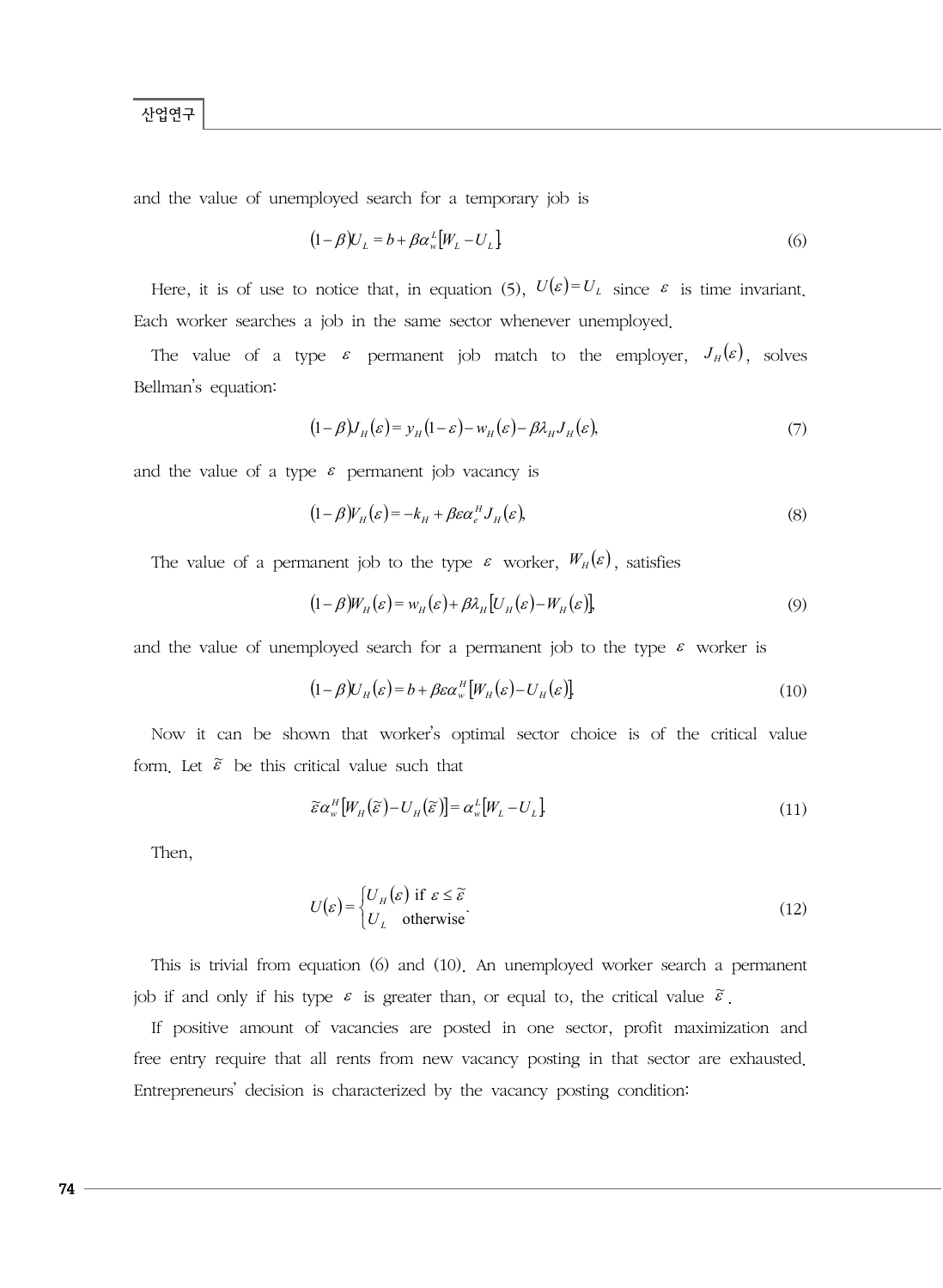and the value of unemployed search for a temporary job is

$$(1-\beta)U_L = b + \beta\alpha_w^L[W_L - U_L]. \tag{6}$$

Here, it is of use to notice that, in equation (5), $U(\varepsilon)=U_L$ since $\varepsilon$ is time invariant. Each worker searches a job in the same sector whenever unemployed.

The value of a type $\varepsilon$ permanent job match to the employer, $J_H(\varepsilon)$, solves Bellman's equation:

$$(1-\beta)J_H(\varepsilon) = y_H(1-\varepsilon) - w_H(\varepsilon) - \beta\lambda_H J_H(\varepsilon), \tag{7}$$

and the value of a type $\varepsilon$ permanent job vacancy is

$$(1-\beta)V_H(\varepsilon) = -k_H + \beta\varepsilon\alpha_e^H J_H(\varepsilon), \tag{8}$$

The value of a permanent job to the type $\varepsilon$ worker, $W_H(\varepsilon)$, satisfies

$$(1-\beta)W_H(\varepsilon) = w_H(\varepsilon) + \beta\lambda_H[U_H(\varepsilon) - W_H(\varepsilon)], \tag{9}$$

and the value of unemployed search for a permanent job to the type $\varepsilon$ worker is

$$(1-\beta)U_H(\varepsilon) = b + \beta\varepsilon\alpha_w^H[W_H(\varepsilon) - U_H(\varepsilon)]. \tag{10}$$

Now it can be shown that worker's optimal sector choice is of the critical value form. Let $\tilde{\varepsilon}$ be this critical value such that

$$\tilde{\varepsilon}\alpha_w^H[W_H(\tilde{\varepsilon}) - U_H(\tilde{\varepsilon})] = \alpha_w^L[W_L - U_L]. \tag{11}$$

Then,

$$U(\varepsilon) = \begin{cases} U_H(\varepsilon) & \text{if } \varepsilon \le \tilde{\varepsilon} \\ U_L & \text{otherwise} \end{cases}. \tag{12}$$

This is trivial from equation (6) and (10). An unemployed worker search a permanent job if and only if his type $\varepsilon$ is greater than, or equal to, the critical value $\tilde{\varepsilon}$.

If positive amount of vacancies are posted in one sector, profit maximization and free entry require that all rents from new vacancy posting in that sector are exhausted. Entrepreneurs' decision is characterized by the vacancy posting condition: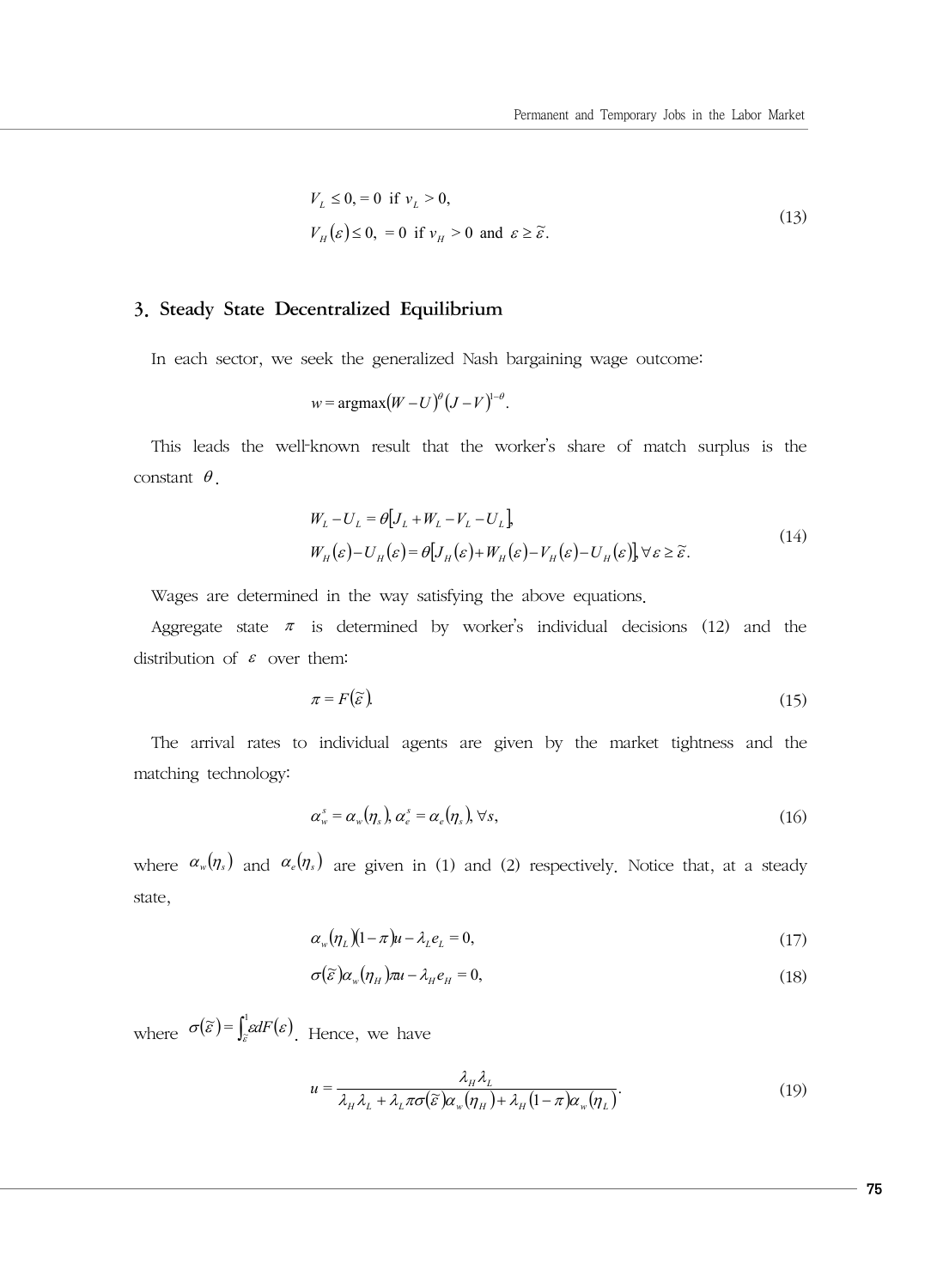$$V_L \leq 0, = 0 \text{ if } v_L > 0,$$
$$V_H(\varepsilon) \leq 0, \ = 0 \text{ if } v_H > 0 \text{ and } \varepsilon \geq \tilde{\varepsilon}. \tag{13}$$

## 3. Steady State Decentralized Equilibrium

In each sector, we seek the generalized Nash bargaining wage outcome:

$$w = \text{argmax}(W - U)^{\theta}(J - V)^{1-\theta}.$$

This leads the well-known result that the worker's share of match surplus is the constant $\theta$.

$$W_L - U_L = \theta[J_L + W_L - V_L - U_L],$$
$$W_H(\varepsilon) - U_H(\varepsilon) = \theta[J_H(\varepsilon) + W_H(\varepsilon) - V_H(\varepsilon) - U_H(\varepsilon)], \forall \varepsilon \geq \tilde{\varepsilon}. \tag{14}$$

Wages are determined in the way satisfying the above equations.

Aggregate state $\pi$ is determined by worker's individual decisions (12) and the distribution of $\varepsilon$ over them:

$$\pi = F(\tilde{\varepsilon}). \tag{15}$$

The arrival rates to individual agents are given by the market tightness and the matching technology:

$$\alpha_w^s = \alpha_w(\eta_s), \alpha_e^s = \alpha_e(\eta_s), \forall s, \tag{16}$$

where $\alpha_w(\eta_s)$ and $\alpha_e(\eta_s)$ are given in (1) and (2) respectively. Notice that, at a steady state,

$$\alpha_w(\eta_L)(1-\pi)u - \lambda_L e_L = 0, \tag{17}$$

$$\sigma(\tilde{\varepsilon})\alpha_w(\eta_H)\pi u - \lambda_H e_H = 0, \tag{18}$$

where $\sigma(\tilde{\varepsilon}) = \int_{\tilde{\varepsilon}}^{1} \varepsilon dF(\varepsilon)$. Hence, we have

$$u = \frac{\lambda_H \lambda_L}{\lambda_H \lambda_L + \lambda_L \pi \sigma(\tilde{\varepsilon})\alpha_w(\eta_H) + \lambda_H(1-\pi)\alpha_w(\eta_L)}. \tag{19}$$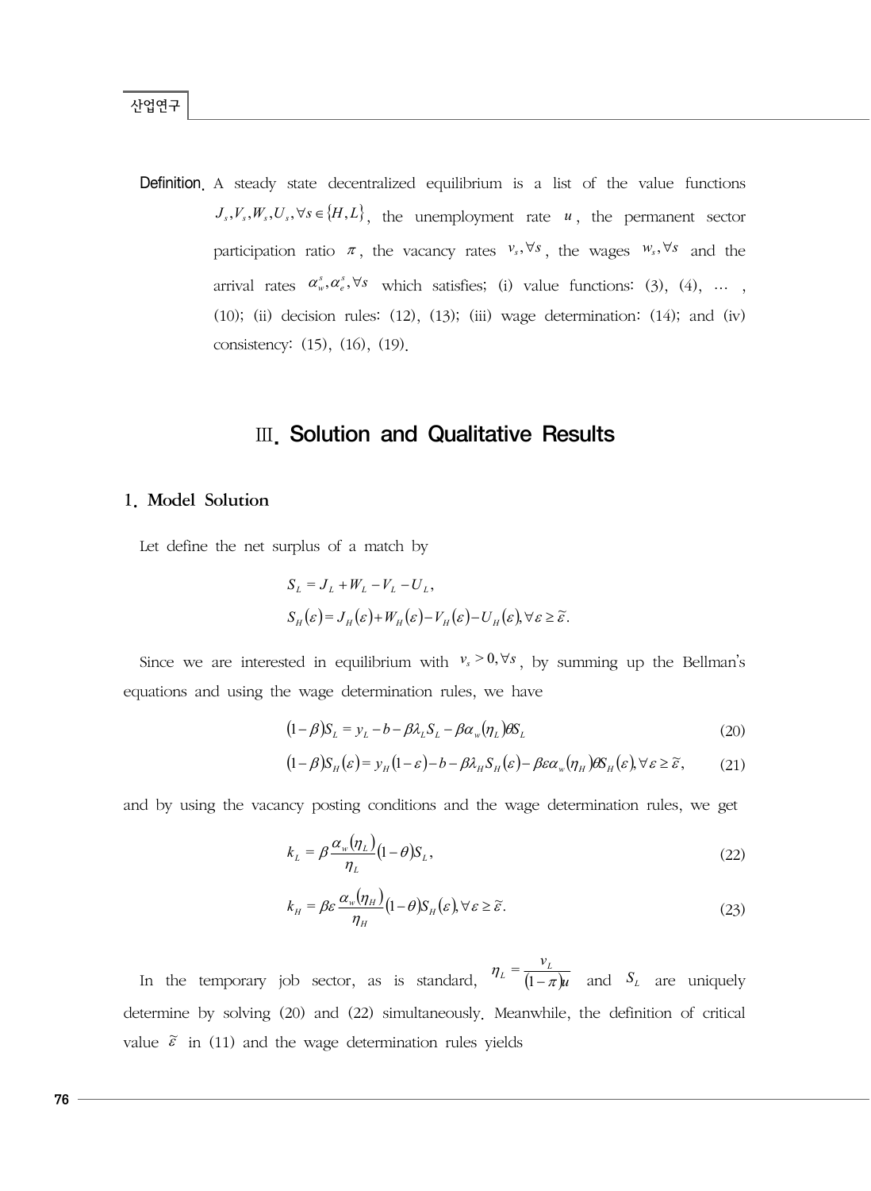**Definition.** A steady state decentralized equilibrium is a list of the value functions $J_s, V_s, W_s, U_s, \forall s \in \{H, L\}$, the unemployment rate $u$, the permanent sector participation ratio $\pi$, the vacancy rates $v_s, \forall s$, the wages $w_s, \forall s$ and the arrival rates $\alpha_w^s, \alpha_e^s, \forall s$ which satisfies; (i) value functions: (3), (4), … , (10); (ii) decision rules: (12), (13); (iii) wage determination: (14); and (iv) consistency: (15), (16), (19).

## III. Solution and Qualitative Results

### 1. Model Solution

Let define the net surplus of a match by

$$S_L = J_L + W_L - V_L - U_L,$$

$$S_H(\varepsilon) = J_H(\varepsilon) + W_H(\varepsilon) - V_H(\varepsilon) - U_H(\varepsilon), \forall \varepsilon \geq \tilde{\varepsilon}.$$

Since we are interested in equilibrium with $v_s > 0, \forall s$, by summing up the Bellman's equations and using the wage determination rules, we have

$$(1-\beta)S_L = y_L - b - \beta\lambda_L S_L - \beta\alpha_w(\eta_L)\theta S_L \tag{20}$$

$$(1-\beta)S_H(\varepsilon) = y_H(1-\varepsilon) - b - \beta\lambda_H S_H(\varepsilon) - \beta\varepsilon\alpha_w(\eta_H)\theta S_H(\varepsilon), \forall \varepsilon \geq \tilde{\varepsilon}, \tag{21}$$

and by using the vacancy posting conditions and the wage determination rules, we get

$$k_L = \beta\frac{\alpha_w(\eta_L)}{\eta_L}(1-\theta)S_L, \tag{22}$$

$$k_H = \beta\varepsilon\frac{\alpha_w(\eta_H)}{\eta_H}(1-\theta)S_H(\varepsilon), \forall \varepsilon \geq \tilde{\varepsilon}. \tag{23}$$

In the temporary job sector, as is standard, $\eta_L = \dfrac{v_L}{(1-\pi)u}$ and $S_L$ are uniquely determine by solving (20) and (22) simultaneously. Meanwhile, the definition of critical value $\tilde{\varepsilon}$ in (11) and the wage determination rules yields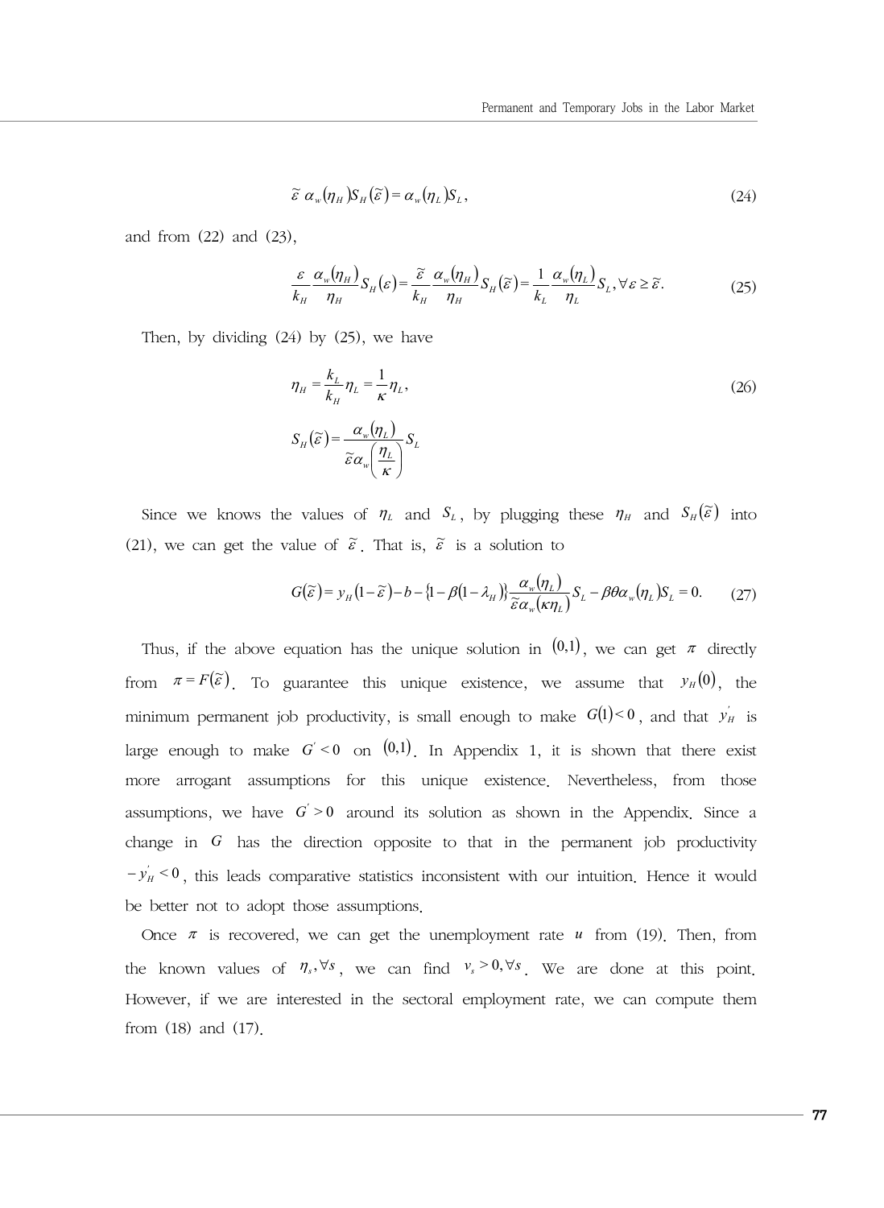$$\tilde{\varepsilon}\,\alpha_w(\eta_H)S_H(\tilde{\varepsilon}) = \alpha_w(\eta_L)S_L, \tag{24}$$

and from (22) and (23),

$$\frac{\varepsilon}{k_H}\frac{\alpha_w(\eta_H)}{\eta_H}S_H(\varepsilon) = \frac{\tilde{\varepsilon}}{k_H}\frac{\alpha_w(\eta_H)}{\eta_H}S_H(\tilde{\varepsilon}) = \frac{1}{k_L}\frac{\alpha_w(\eta_L)}{\eta_L}S_L, \forall\varepsilon \geq \tilde{\varepsilon}. \tag{25}$$

Then, by dividing (24) by (25), we have

$$\eta_H = \frac{k_L}{k_H}\eta_L = \frac{1}{\kappa}\eta_L, \tag{26}$$

$$S_H(\tilde{\varepsilon}) = \frac{\alpha_w(\eta_L)}{\tilde{\varepsilon}\alpha_w\left(\frac{\eta_L}{\kappa}\right)}S_L$$

Since we knows the values of $\eta_L$ and $S_L$, by plugging these $\eta_H$ and $S_H(\tilde{\varepsilon})$ into (21), we can get the value of $\tilde{\varepsilon}$. That is, $\tilde{\varepsilon}$ is a solution to

$$G(\tilde{\varepsilon}) = y_H(1-\tilde{\varepsilon}) - b - \{1-\beta(1-\lambda_H)\}\frac{\alpha_w(\eta_L)}{\tilde{\varepsilon}\alpha_w(\kappa\eta_L)}S_L - \beta\theta\alpha_w(\eta_L)S_L = 0. \tag{27}$$

Thus, if the above equation has the unique solution in $(0,1)$, we can get $\pi$ directly from $\pi = F(\tilde{\varepsilon})$. To guarantee this unique existence, we assume that $y_H(0)$, the minimum permanent job productivity, is small enough to make $G(1) < 0$, and that $y_H'$ is large enough to make $G' < 0$ on $(0,1)$. In Appendix 1, it is shown that there exist more arrogant assumptions for this unique existence. Nevertheless, from those assumptions, we have $G' > 0$ around its solution as shown in the Appendix. Since a change in $G$ has the direction opposite to that in the permanent job productivity $-y_H' < 0$, this leads comparative statistics inconsistent with our intuition. Hence it would be better not to adopt those assumptions.

Once $\pi$ is recovered, we can get the unemployment rate $u$ from (19). Then, from the known values of $\eta_s, \forall s$, we can find $v_s > 0, \forall s$. We are done at this point. However, if we are interested in the sectoral employment rate, we can compute them from (18) and (17).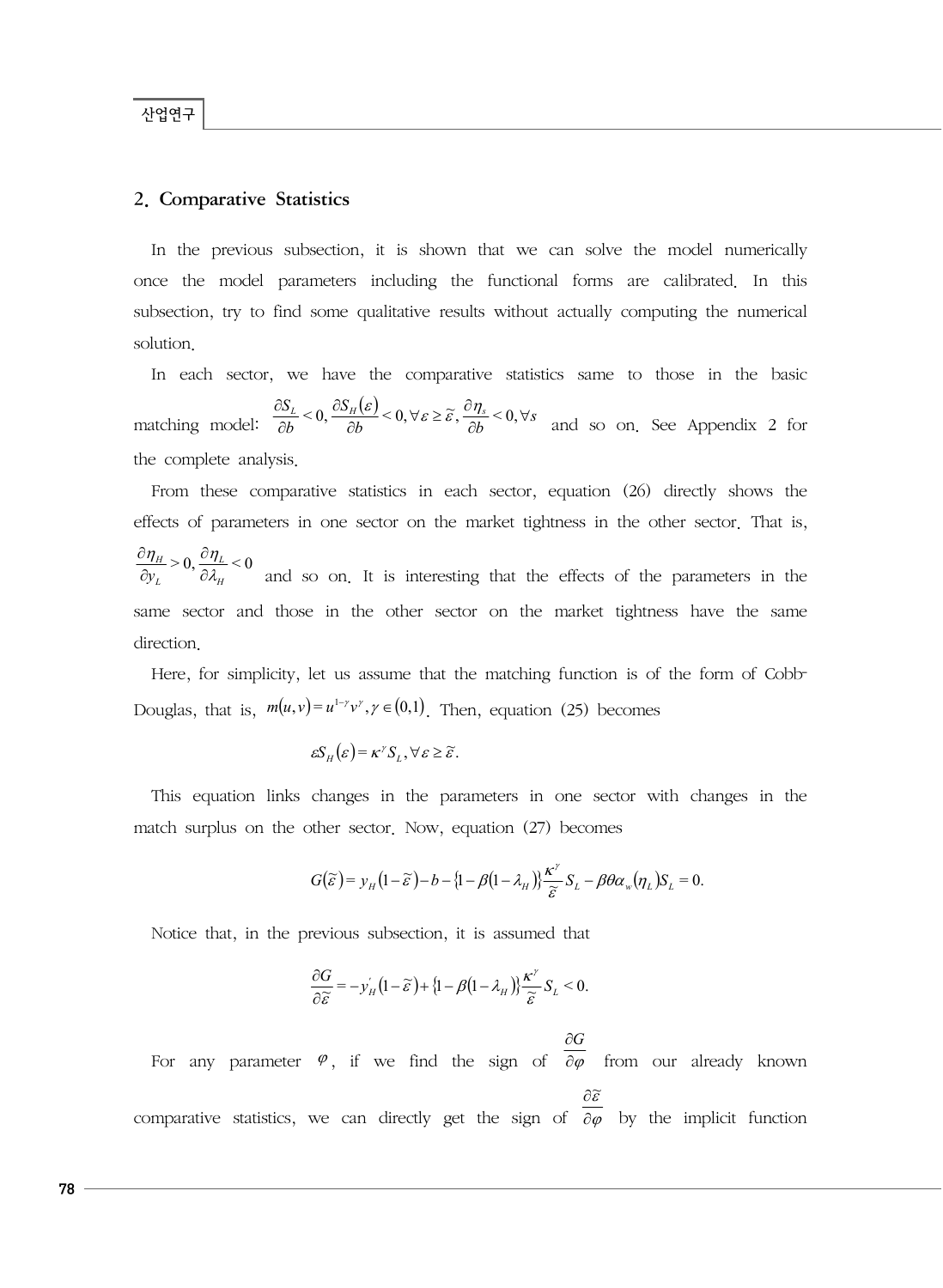## 2. Comparative Statistics

In the previous subsection, it is shown that we can solve the model numerically once the model parameters including the functional forms are calibrated. In this subsection, try to find some qualitative results without actually computing the numerical solution.

In each sector, we have the comparative statistics same to those in the basic matching model: $\frac{\partial S_L}{\partial b} < 0, \frac{\partial S_H(\varepsilon)}{\partial b} < 0, \forall \varepsilon \geq \tilde{\varepsilon}, \frac{\partial \eta_s}{\partial b} < 0, \forall s$ and so on. See Appendix 2 for the complete analysis.

From these comparative statistics in each sector, equation (26) directly shows the effects of parameters in one sector on the market tightness in the other sector. That is, $\frac{\partial \eta_H}{\partial y_L} > 0, \frac{\partial \eta_L}{\partial \lambda_H} < 0$ and so on. It is interesting that the effects of the parameters in the same sector and those in the other sector on the market tightness have the same direction.

Here, for simplicity, let us assume that the matching function is of the form of Cobb-Douglas, that is, $m(u,v) = u^{1-\gamma} v^{\gamma}, \gamma \in (0,1)$. Then, equation (25) becomes

$$\varepsilon S_H(\varepsilon) = \kappa^{\gamma} S_L, \forall \varepsilon \geq \tilde{\varepsilon}.$$

This equation links changes in the parameters in one sector with changes in the match surplus on the other sector. Now, equation (27) becomes

$$G(\tilde{\varepsilon}) = y_H(1-\tilde{\varepsilon}) - b - \{1-\beta(1-\lambda_H)\}\frac{\kappa^{\gamma}}{\tilde{\varepsilon}} S_L - \beta\theta\alpha_w(\eta_L)S_L = 0.$$

Notice that, in the previous subsection, it is assumed that

$$\frac{\partial G}{\partial \tilde{\varepsilon}} = -y_H'(1-\tilde{\varepsilon}) + \{1-\beta(1-\lambda_H)\}\frac{\kappa^{\gamma}}{\tilde{\varepsilon}} S_L < 0.$$

For any parameter $\varphi$, if we find the sign of $\frac{\partial G}{\partial \varphi}$ from our already known comparative statistics, we can directly get the sign of $\frac{\partial \tilde{\varepsilon}}{\partial \varphi}$ by the implicit function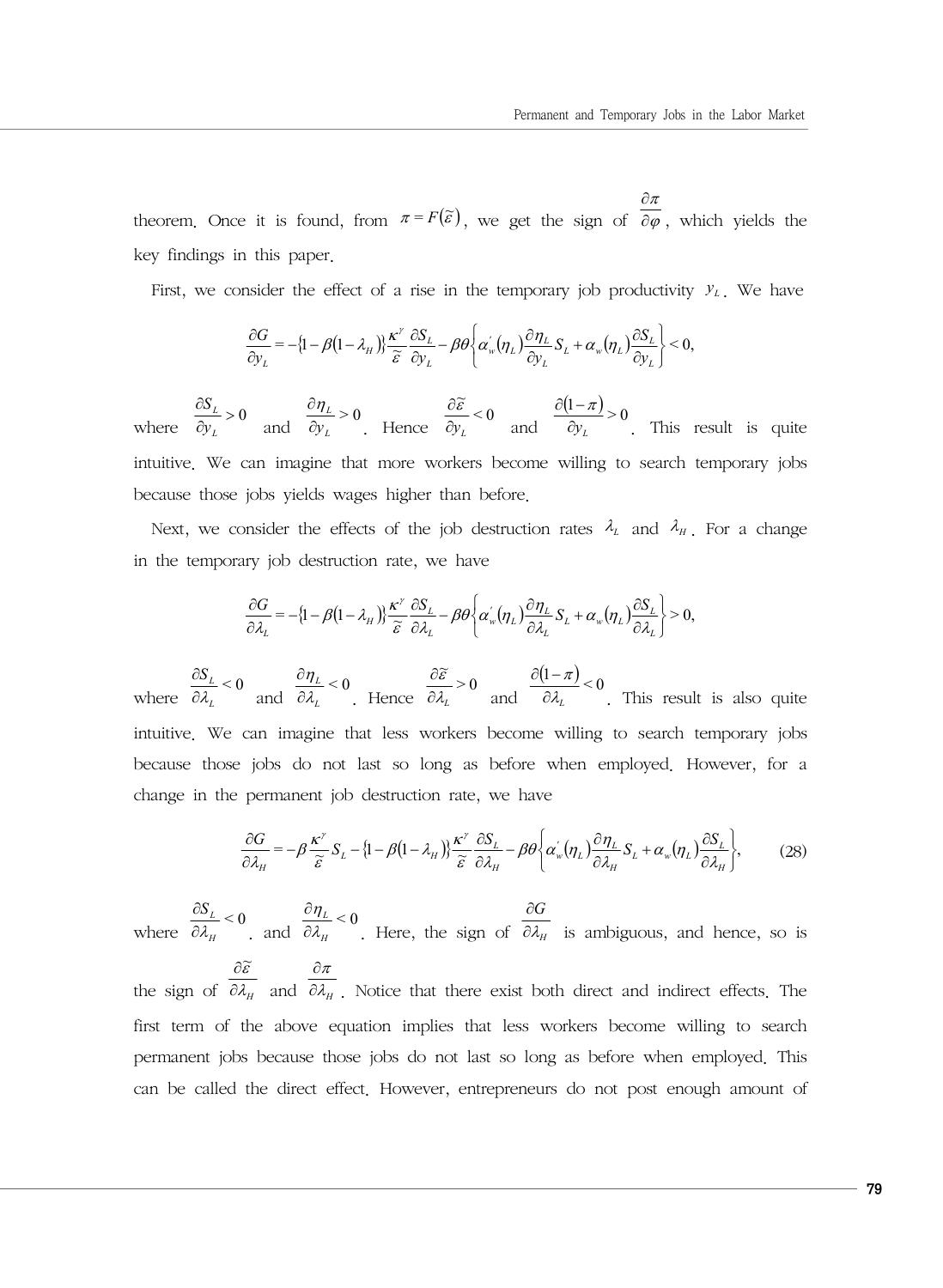theorem. Once it is found, from $\pi = F(\tilde{\varepsilon})$, we get the sign of $\frac{\partial \pi}{\partial \varphi}$, which yields the key findings in this paper.

First, we consider the effect of a rise in the temporary job productivity $y_L$. We have

$$\frac{\partial G}{\partial y_L} = -\{1-\beta(1-\lambda_H)\}\frac{\kappa^{\gamma}}{\tilde{\varepsilon}}\frac{\partial S_L}{\partial y_L} - \beta\theta\left\{\alpha_w^{'}(\eta_L)\frac{\partial \eta_L}{\partial y_L}S_L + \alpha_w(\eta_L)\frac{\partial S_L}{\partial y_L}\right\} < 0,$$

where $\frac{\partial S_L}{\partial y_L} > 0$ and $\frac{\partial \eta_L}{\partial y_L} > 0$. Hence $\frac{\partial \tilde{\varepsilon}}{\partial y_L} < 0$ and $\frac{\partial (1-\pi)}{\partial y_L} > 0$. This result is quite intuitive. We can imagine that more workers become willing to search temporary jobs because those jobs yields wages higher than before.

Next, we consider the effects of the job destruction rates $\lambda_L$ and $\lambda_H$. For a change in the temporary job destruction rate, we have

$$\frac{\partial G}{\partial \lambda_L} = -\{1-\beta(1-\lambda_H)\}\frac{\kappa^{\gamma}}{\tilde{\varepsilon}}\frac{\partial S_L}{\partial \lambda_L} - \beta\theta\left\{\alpha_w^{'}(\eta_L)\frac{\partial \eta_L}{\partial \lambda_L}S_L + \alpha_w(\eta_L)\frac{\partial S_L}{\partial \lambda_L}\right\} > 0,$$

where $\frac{\partial S_L}{\partial \lambda_L} < 0$ and $\frac{\partial \eta_L}{\partial \lambda_L} < 0$. Hence $\frac{\partial \tilde{\varepsilon}}{\partial \lambda_L} > 0$ and $\frac{\partial (1-\pi)}{\partial \lambda_L} < 0$. This result is also quite intuitive. We can imagine that less workers become willing to search temporary jobs because those jobs do not last so long as before when employed. However, for a change in the permanent job destruction rate, we have

$$\frac{\partial G}{\partial \lambda_H} = -\beta\frac{\kappa^{\gamma}}{\tilde{\varepsilon}}S_L - \{1-\beta(1-\lambda_H)\}\frac{\kappa^{\gamma}}{\tilde{\varepsilon}}\frac{\partial S_L}{\partial \lambda_H} - \beta\theta\left\{\alpha_w^{'}(\eta_L)\frac{\partial \eta_L}{\partial \lambda_H}S_L + \alpha_w(\eta_L)\frac{\partial S_L}{\partial \lambda_H}\right\}, \tag{28}$$

where $\frac{\partial S_L}{\partial \lambda_H} < 0$. and $\frac{\partial \eta_L}{\partial \lambda_H} < 0$. Here, the sign of $\frac{\partial G}{\partial \lambda_H}$ is ambiguous, and hence, so is the sign of $\frac{\partial \tilde{\varepsilon}}{\partial \lambda_H}$ and $\frac{\partial \pi}{\partial \lambda_H}$. Notice that there exist both direct and indirect effects. The first term of the above equation implies that less workers become willing to search permanent jobs because those jobs do not last so long as before when employed. This can be called the direct effect. However, entrepreneurs do not post enough amount of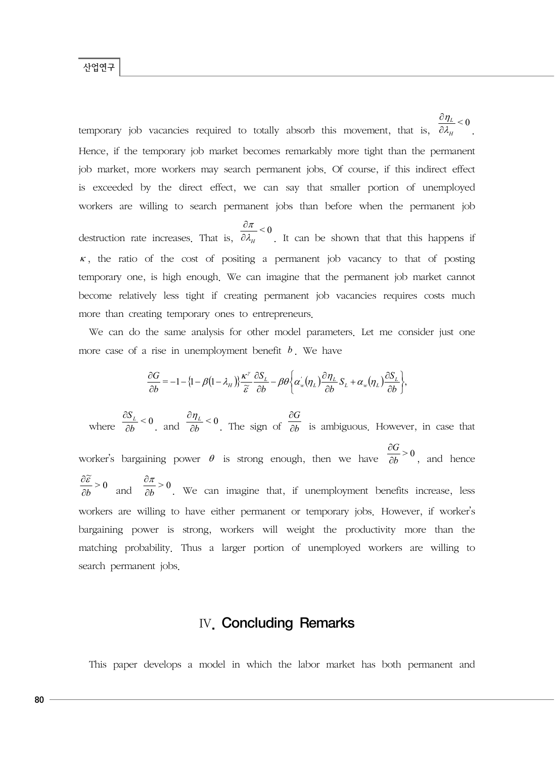temporary job vacancies required to totally absorb this movement, that is, $\frac{\partial \eta_L}{\partial \lambda_H} < 0$. Hence, if the temporary job market becomes remarkably more tight than the permanent job market, more workers may search permanent jobs. Of course, if this indirect effect is exceeded by the direct effect, we can say that smaller portion of unemployed workers are willing to search permanent jobs than before when the permanent job destruction rate increases. That is, $\frac{\partial \pi}{\partial \lambda_H} < 0$. It can be shown that that this happens if $\kappa$, the ratio of the cost of positing a permanent job vacancy to that of posting temporary one, is high enough. We can imagine that the permanent job market cannot become relatively less tight if creating permanent job vacancies requires costs much more than creating temporary ones to entrepreneurs.

We can do the same analysis for other model parameters. Let me consider just one more case of a rise in unemployment benefit $b$. We have

$$\frac{\partial G}{\partial b} = -1 - \{1 - \beta(1 - \lambda_H)\}\frac{\kappa^\gamma}{\tilde{\varepsilon}}\frac{\partial S_L}{\partial b} - \beta\theta\left\{\alpha_w^{'}(\eta_L)\frac{\partial \eta_L}{\partial b}S_L + \alpha_w(\eta_L)\frac{\partial S_L}{\partial b}\right\},$$

where $\frac{\partial S_L}{\partial b} < 0$ and $\frac{\partial \eta_L}{\partial b} < 0$. The sign of $\frac{\partial G}{\partial b}$ is ambiguous. However, in case that worker's bargaining power $\theta$ is strong enough, then we have $\frac{\partial G}{\partial b} > 0$, and hence $\frac{\partial \tilde{\varepsilon}}{\partial b} > 0$ and $\frac{\partial \pi}{\partial b} > 0$. We can imagine that, if unemployment benefits increase, less workers are willing to have either permanent or temporary jobs. However, if worker's bargaining power is strong, workers will weight the productivity more than the matching probability. Thus a larger portion of unemployed workers are willing to search permanent jobs.

## IV. Concluding Remarks

This paper develops a model in which the labor market has both permanent and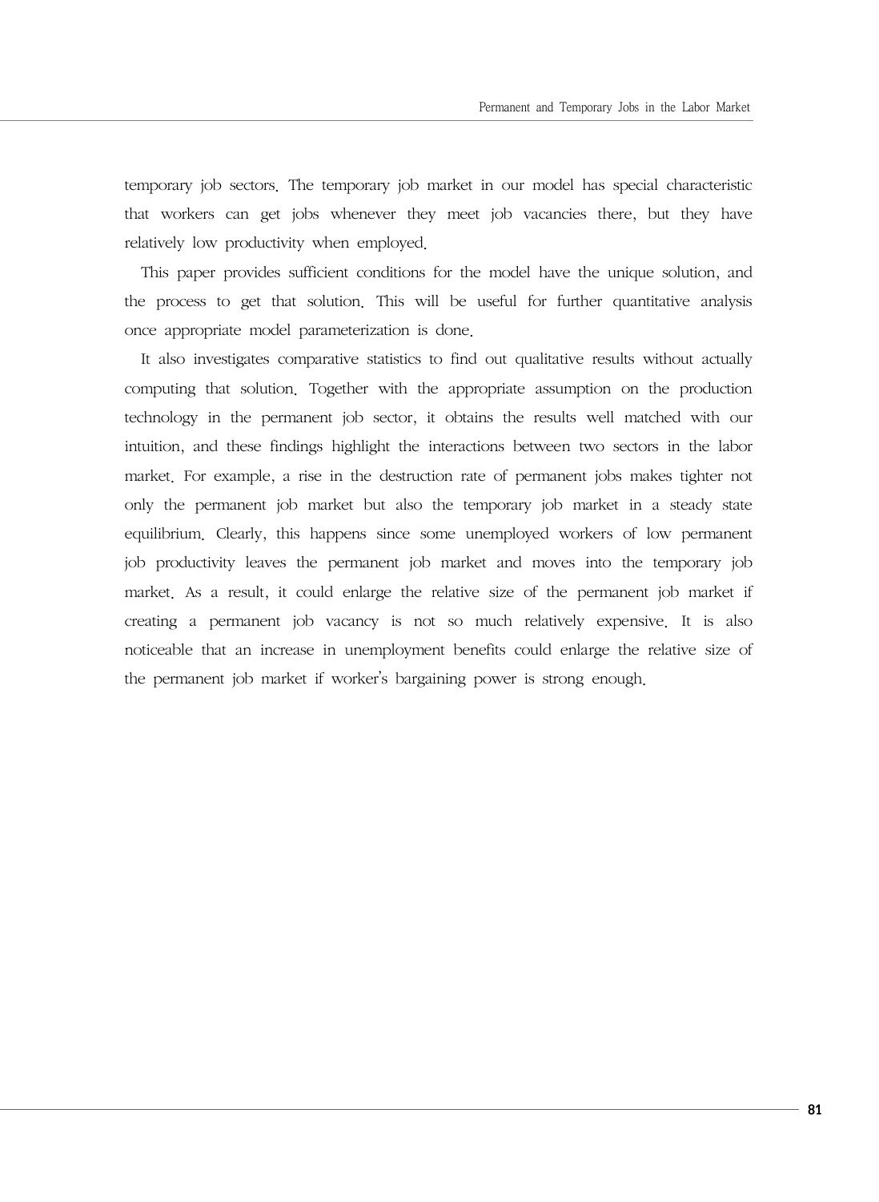temporary job sectors. The temporary job market in our model has special characteristic that workers can get jobs whenever they meet job vacancies there, but they have relatively low productivity when employed.

This paper provides sufficient conditions for the model have the unique solution, and the process to get that solution. This will be useful for further quantitative analysis once appropriate model parameterization is done.

It also investigates comparative statistics to find out qualitative results without actually computing that solution. Together with the appropriate assumption on the production technology in the permanent job sector, it obtains the results well matched with our intuition, and these findings highlight the interactions between two sectors in the labor market. For example, a rise in the destruction rate of permanent jobs makes tighter not only the permanent job market but also the temporary job market in a steady state equilibrium. Clearly, this happens since some unemployed workers of low permanent job productivity leaves the permanent job market and moves into the temporary job market. As a result, it could enlarge the relative size of the permanent job market if creating a permanent job vacancy is not so much relatively expensive. It is also noticeable that an increase in unemployment benefits could enlarge the relative size of the permanent job market if worker's bargaining power is strong enough.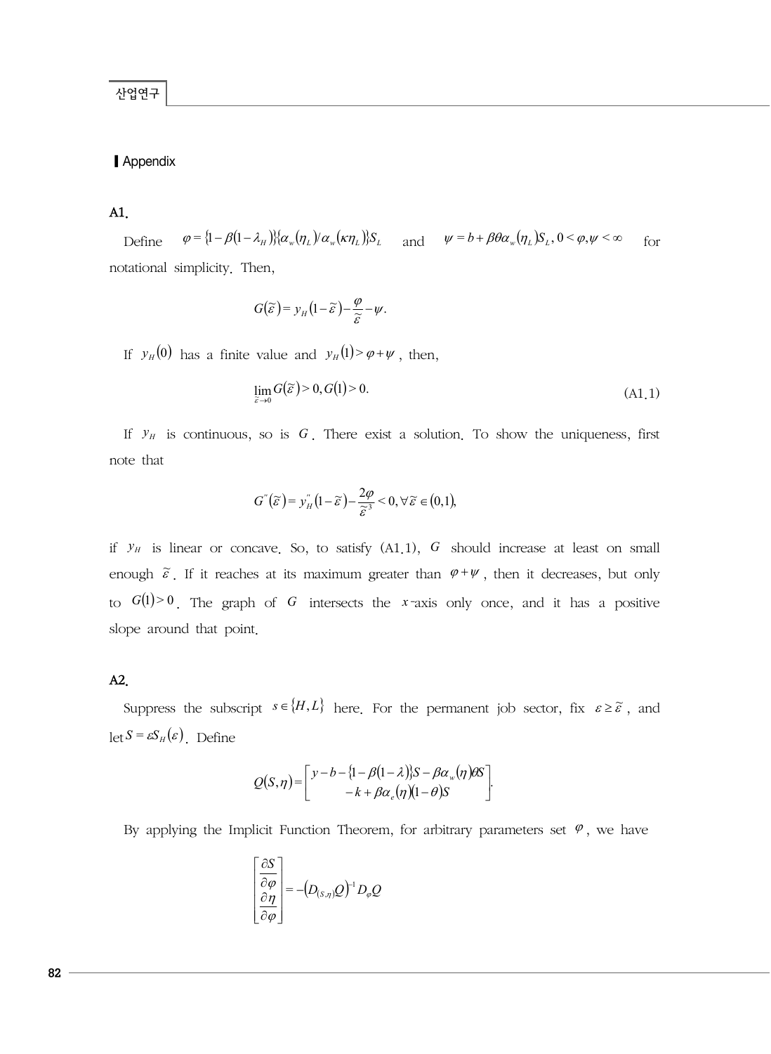## Appendix

### A1.

Define $\varphi = \{1-\beta(1-\lambda_H)\}\{\alpha_w(\eta_L)/\alpha_w(\kappa\eta_L)\}S_L$ and $\psi = b + \beta\theta\alpha_w(\eta_L)S_L$, $0 < \varphi, \psi < \infty$ for notational simplicity. Then,

$$G(\tilde{\varepsilon}) = y_H(1-\tilde{\varepsilon}) - \frac{\varphi}{\tilde{\varepsilon}} - \psi.$$

If $y_H(0)$ has a finite value and $y_H(1) > \varphi + \psi$, then,

$$\lim_{\tilde{\varepsilon}\to 0} G(\tilde{\varepsilon}) > 0, G(1) > 0. \tag{A1.1}$$

If $y_H$ is continuous, so is $G$. There exist a solution. To show the uniqueness, first note that

$$G''(\tilde{\varepsilon}) = y_H''(1-\tilde{\varepsilon}) - \frac{2\varphi}{\tilde{\varepsilon}^3} < 0, \forall \tilde{\varepsilon} \in (0,1),$$

if $y_H$ is linear or concave. So, to satisfy (A1.1), $G$ should increase at least on small enough $\tilde{\varepsilon}$. If it reaches at its maximum greater than $\varphi + \psi$, then it decreases, but only to $G(1) > 0$. The graph of $G$ intersects the $x$-axis only once, and it has a positive slope around that point.

### A2.

Suppress the subscript $s \in \{H, L\}$ here. For the permanent job sector, fix $\varepsilon \geq \tilde{\varepsilon}$, and let $S = \varepsilon S_H(\varepsilon)$. Define

$$Q(S,\eta) = \begin{bmatrix} y - b - \{1-\beta(1-\lambda)\}S - \beta\alpha_w(\eta)\theta S \\ -k + \beta\alpha_e(\eta)(1-\theta)S \end{bmatrix}.$$

By applying the Implicit Function Theorem, for arbitrary parameters set $\varphi$, we have

$$\begin{bmatrix} \dfrac{\partial S}{\partial \varphi} \\ \dfrac{\partial \eta}{\partial \varphi} \end{bmatrix} = -\left(D_{(S,\eta)}Q\right)^{-1} D_{\varphi}Q$$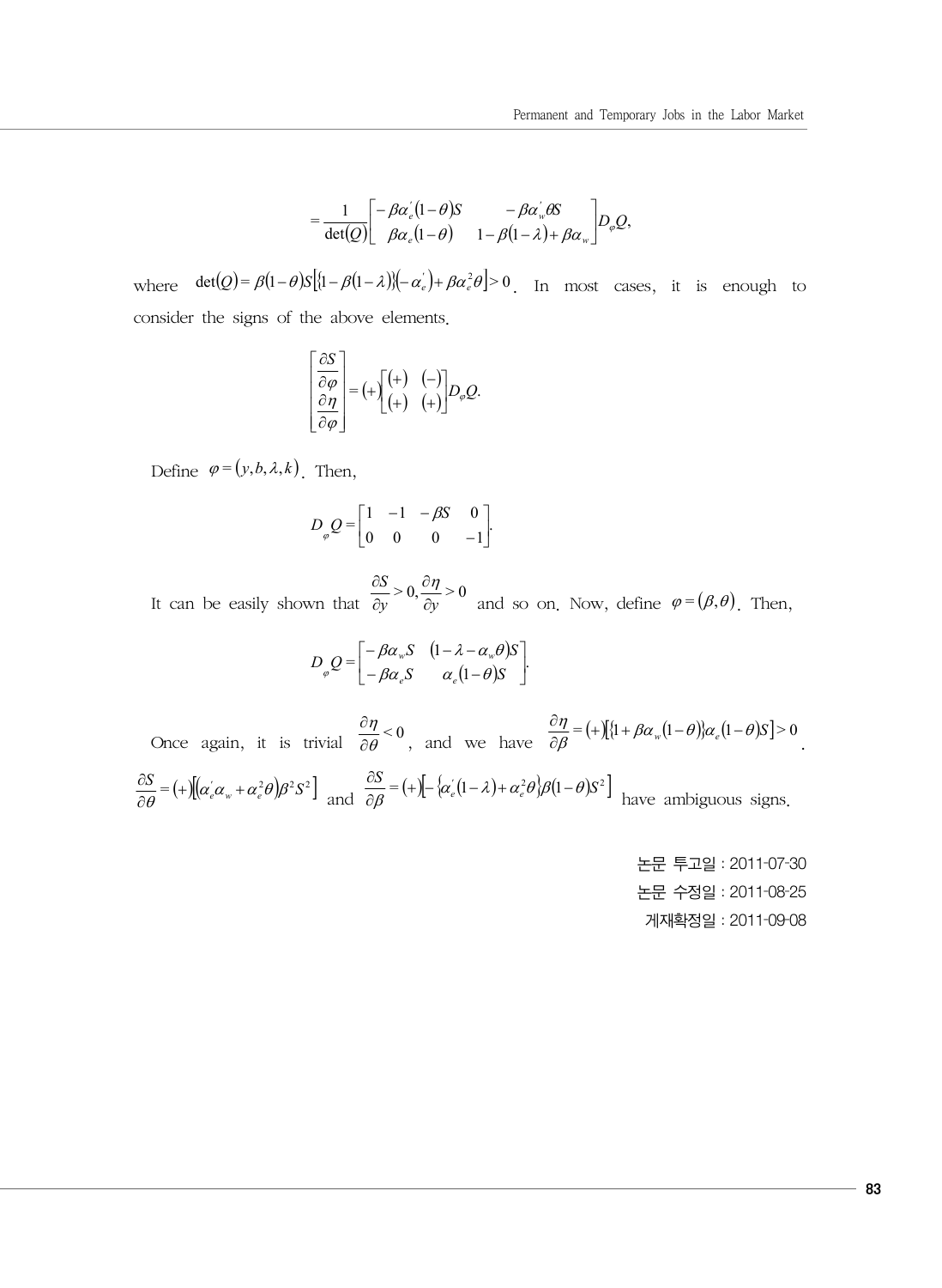$$
= \frac{1}{\det(Q)} \begin{bmatrix} -\beta\alpha_e^{'}(1-\theta)S & -\beta\alpha_w^{'}\theta S \\ \beta\alpha_e(1-\theta) & 1-\beta(1-\lambda)+\beta\alpha_w \end{bmatrix} D_\varphi Q,
$$

where $\det(Q) = \beta(1-\theta)S\left[\{1-\beta(1-\lambda)\}\left(-\alpha_e^{'}\right)+\beta\alpha_e^2\theta\right] > 0$. In most cases, it is enough to consider the signs of the above elements.

$$
\begin{bmatrix} \dfrac{\partial S}{\partial \varphi} \\ \dfrac{\partial \eta}{\partial \varphi} \end{bmatrix} = (+)\begin{bmatrix} (+) & (-) \\ (+) & (+) \end{bmatrix} D_\varphi Q.
$$

Define $\varphi = (y, b, \lambda, k)$. Then,

$$
D_\varphi Q = \begin{bmatrix} 1 & -1 & -\beta S & 0 \\ 0 & 0 & 0 & -1 \end{bmatrix}.
$$

It can be easily shown that $\dfrac{\partial S}{\partial y} > 0, \dfrac{\partial \eta}{\partial y} > 0$ and so on. Now, define $\varphi = (\beta, \theta)$. Then,

$$
D_\varphi Q = \begin{bmatrix} -\beta\alpha_w S & (1-\lambda-\alpha_w\theta)S \\ -\beta\alpha_e S & \alpha_e(1-\theta)S \end{bmatrix}.
$$

Once again, it is trivial $\dfrac{\partial \eta}{\partial \theta} < 0$, and we have $\dfrac{\partial \eta}{\partial \beta} = (+)\left[\{1+\beta\alpha_w(1-\theta)\}\alpha_e(1-\theta)S\right] > 0$. $\dfrac{\partial S}{\partial \theta} = (+)\left[\left(\alpha_e^{'}\alpha_w + \alpha_e^2\theta\right)\beta^2 S^2\right]$ and $\dfrac{\partial S}{\partial \beta} = (+)\left[-\left\{\alpha_e^{'}(1-\lambda)+\alpha_e^2\theta\right\}\beta(1-\theta)S^2\right]$ have ambiguous signs.

논문 투고일 : 2011-07-30

논문 수정일 : 2011-08-25

게재확정일 : 2011-09-08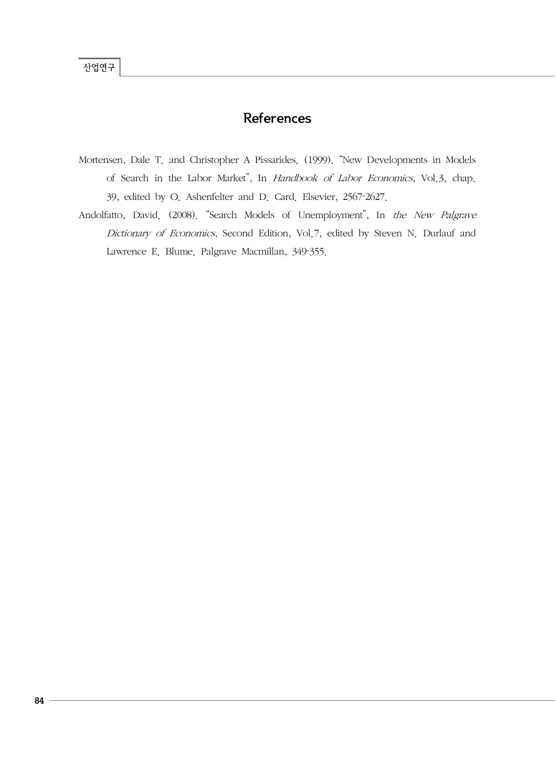# References

Mortensen, Dale T. and Christopher A Pissarides. (1999). "New Developments in Models of Search in the Labor Market", In *Handbook of Labor Economics*, Vol.3, chap. 39, edited by O. Ashenfelter and D. Card. Elsevier, 2567-2627.

Andolfatto, David. (2008). "Search Models of Unemployment", In *the New Palgrave Dictionary of Economics*, Second Edition, Vol.7, edited by Steven N. Durlauf and Lawrence E. Blume. Palgrave Macmillan, 349-355.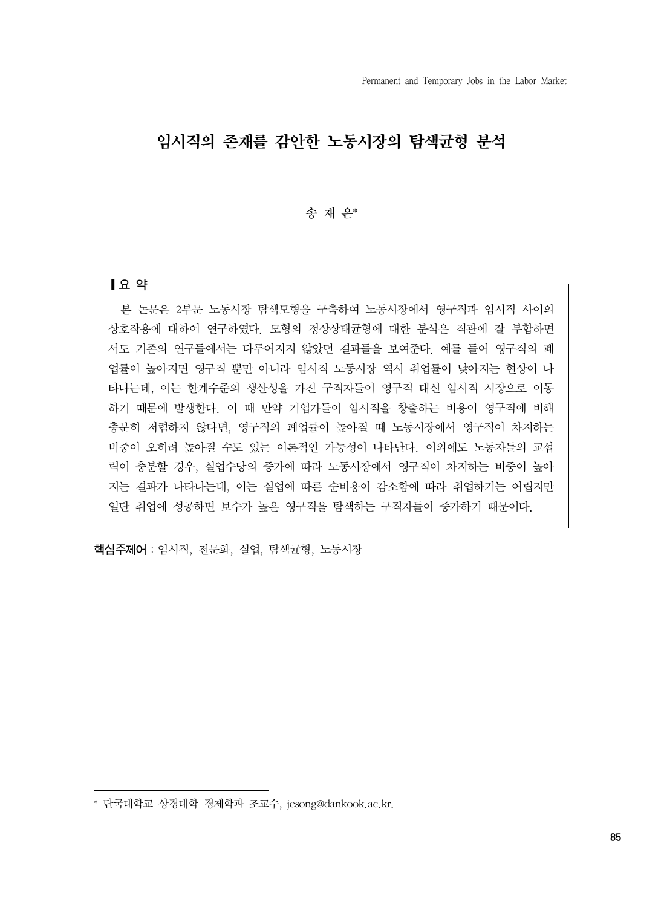# 임시직의 존재를 감안한 노동시장의 탐색균형 분석

송 재 은*

**요 약**

본 논문은 2부문 노동시장 탐색모형을 구축하여 노동시장에서 영구직과 임시직 사이의 상호작용에 대하여 연구하였다. 모형의 정상상태균형에 대한 분석은 직관에 잘 부합하면서도 기존의 연구들에서는 다루어지지 않았던 결과들을 보여준다. 예를 들어 영구직의 폐업률이 높아지면 영구직 뿐만 아니라 임시직 노동시장 역시 취업률이 낮아지는 현상이 나타나는데, 이는 한계수준의 생산성을 가진 구직자들이 영구직 대신 임시직 시장으로 이동하기 때문에 발생한다. 이 때 만약 기업가들이 임시직을 창출하는 비용이 영구직에 비해 충분히 저렴하지 않다면, 영구직의 폐업률이 높아질 때 노동시장에서 영구직이 차지하는 비중이 오히려 높아질 수도 있는 이론적인 가능성이 나타난다. 이외에도 노동자들의 교섭력이 충분할 경우, 실업수당의 증가에 따라 노동시장에서 영구직이 차지하는 비중이 높아지는 결과가 나타나는데, 이는 실업에 따른 순비용이 감소함에 따라 취업하기는 어렵지만 일단 취업에 성공하면 보수가 높은 영구직을 탐색하는 구직자들이 증가하기 때문이다.

**핵심주제어** : 임시직, 전문화, 실업, 탐색균형, 노동시장

---

* 단국대학교 상경대학 경제학과 조교수, jesong@dankook.ac.kr.